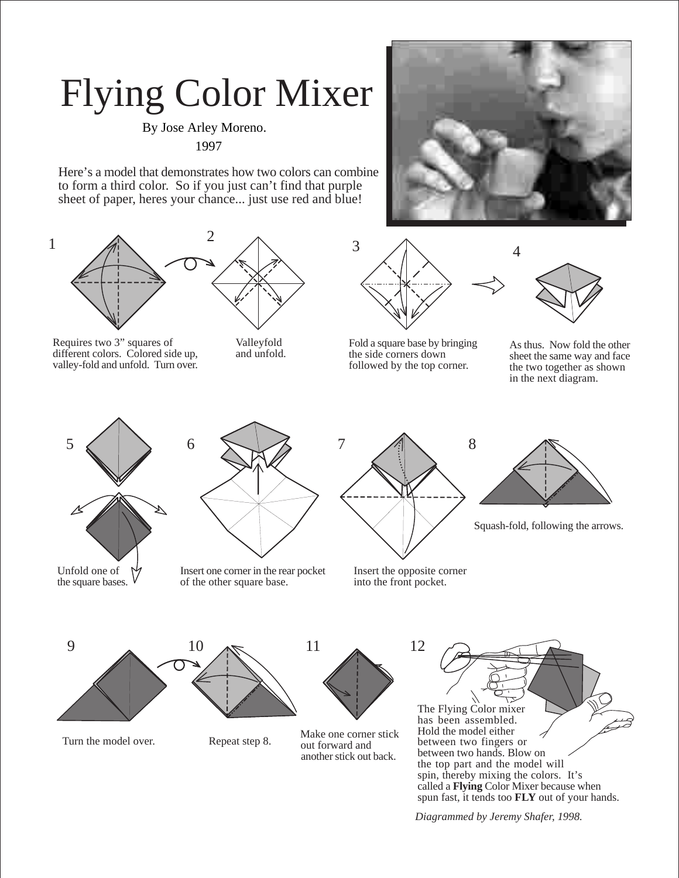# Flying Color Mixer

By Jose Arley Moreno.

1997

Here's a model that demonstrates how two colors can combine to form a third color. So if you just can't find that purple sheet of paper, heres your chance... just use red and blue!

1. Requires two 3" squares of different colors. Colored side up, valley-fold and unfold. Turn over.

2. Valleyfold and unfold.

3. Fold a square base by bringing the side corners down followed by the top corner.

4. As thus. Now fold the other sheet the same way and face the two together as shown in the next diagram.

5. Unfold one of the square bases.

6. Insert one corner in the rear pocket of the other square base.

7. Insert the opposite corner into the front pocket.

8. Squash-fold, following the arrows.

9. Turn the model over.

10. Repeat step 8.

11. Make one corner stick out forward and another stick out back.

12. The Flying Color mixer has been assembled. Hold the model either between two fingers or between two hands. Blow on the top part and the model will spin, thereby mixing the colors. It's called a **Flying** Color Mixer because when spun fast, it tends too **FLY** out of your hands.

*Diagrammed by Jeremy Shafer, 1998.*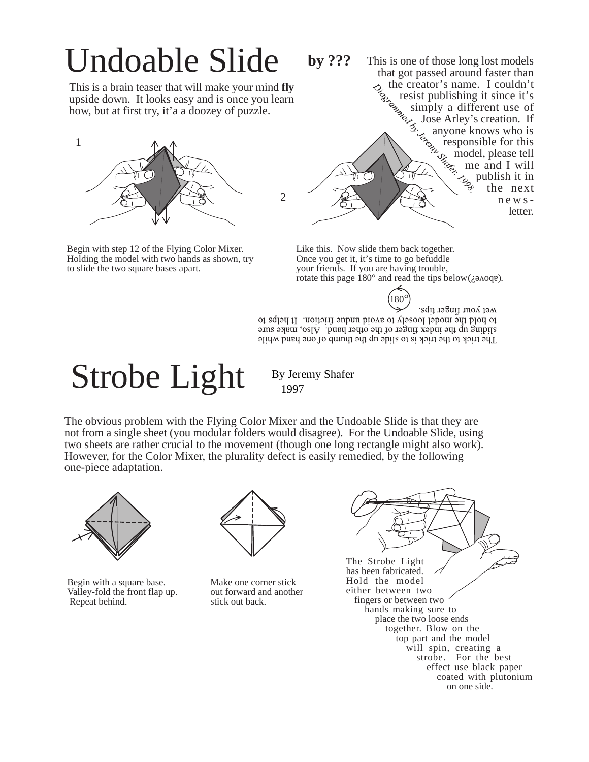# Undoable Slide

**by ???**

This is a brain teaser that will make your mind **fly** upside down. It looks easy and is once you learn how, but at first try, it'a a doozey of puzzle.

This is one of those long lost models that got passed around faster than the creator's name. I couldn't resist publishing it since it's simply a different use of Jose Arley's creation. If anyone knows who is responsible for this model, please tell me and I will publish it in the next news-letter.

*Diagrammed by Jeremy Shafer, 1998.*

1

Begin with step 12 of the Flying Color Mixer. Holding the model with two hands as shown, try to slide the two square bases apart.

2

Like this. Now slide them back together. Once you get it, it's time to go befuddle your friends. If you are having trouble, rotate this page 180° and read the tips below(¿above?).

180°

The trick to the trick is to slide up the thumb of one hand while sliding up the index finger of the other hand. Also, make sure to hold the model loosely to avoid undue friction. It helps to wet your finger tips.

# Strobe Light

By Jeremy Shafer
1997

The obvious problem with the Flying Color Mixer and the Undoable Slide is that they are not from a single sheet (you modular folders would disagree). For the Undoable Slide, using two sheets are rather crucial to the movement (though one long rectangle might also work). However, for the Color Mixer, the plurality defect is easily remedied, by the following one-piece adaptation.

Begin with a square base. Valley-fold the front flap up. Repeat behind.

Make one corner stick out forward and another stick out back.

The Strobe Light has been fabricated. Hold the model either between two fingers or between two hands making sure to place the two loose ends together. Blow on the top part and the model will spin, creating a strobe. For the best effect use black paper coated with plutonium on one side.